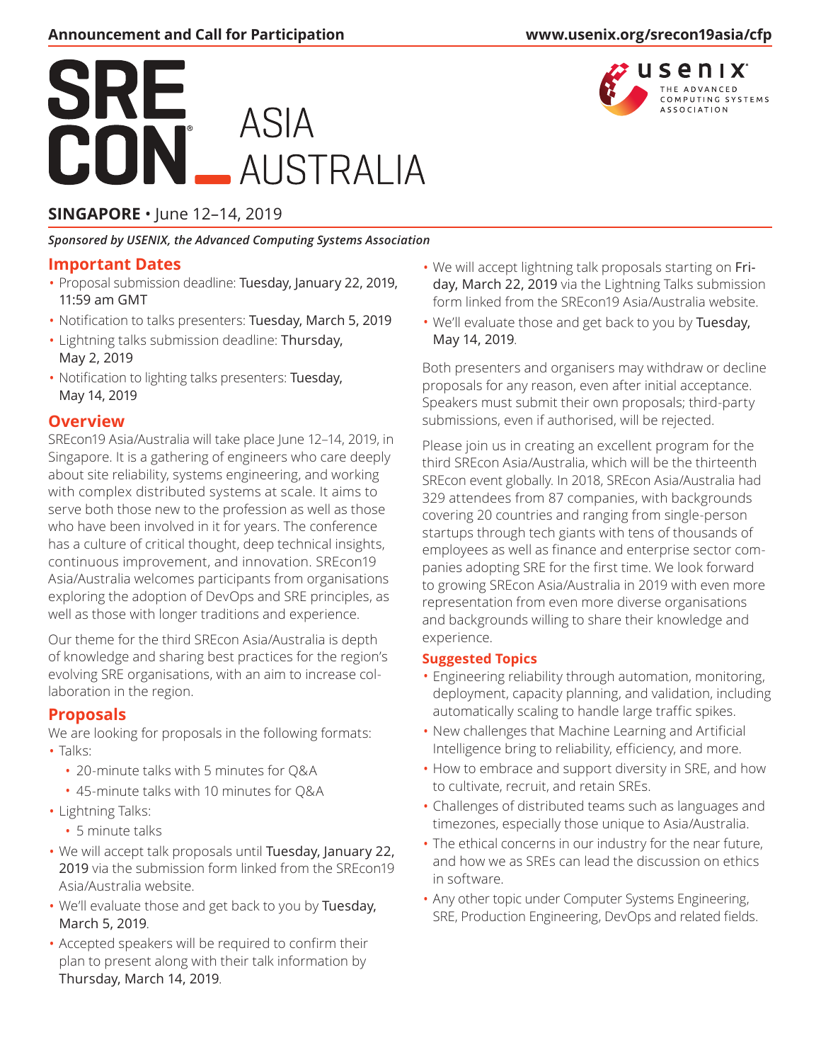**Announcement and Call for Participation** www.usenix.org/srecon19asia/cfp

# SRECON ASIA AUSTRALIA

usenix THE ADVANCED COMPUTING SYSTEMS ASSOCIATION

**SINGAPORE** • June 12–14, 2019

*Sponsored by USENIX, the Advanced Computing Systems Association*

## Important Dates

- Proposal submission deadline: Tuesday, January 22, 2019, 11:59 am GMT
- Notification to talks presenters: Tuesday, March 5, 2019
- Lightning talks submission deadline: Thursday, May 2, 2019
- Notification to lighting talks presenters: Tuesday, May 14, 2019

## Overview

SREcon19 Asia/Australia will take place June 12–14, 2019, in Singapore. It is a gathering of engineers who care deeply about site reliability, systems engineering, and working with complex distributed systems at scale. It aims to serve both those new to the profession as well as those who have been involved in it for years. The conference has a culture of critical thought, deep technical insights, continuous improvement, and innovation. SREcon19 Asia/Australia welcomes participants from organisations exploring the adoption of DevOps and SRE principles, as well as those with longer traditions and experience.

Our theme for the third SREcon Asia/Australia is depth of knowledge and sharing best practices for the region's evolving SRE organisations, with an aim to increase collaboration in the region.

## Proposals

We are looking for proposals in the following formats:

- Talks:
  - 20-minute talks with 5 minutes for Q&A
  - 45-minute talks with 10 minutes for Q&A
- Lightning Talks:
  - 5 minute talks
- We will accept talk proposals until Tuesday, January 22, 2019 via the submission form linked from the SREcon19 Asia/Australia website.
- We'll evaluate those and get back to you by Tuesday, March 5, 2019.
- Accepted speakers will be required to confirm their plan to present along with their talk information by Thursday, March 14, 2019.
- We will accept lightning talk proposals starting on Friday, March 22, 2019 via the Lightning Talks submission form linked from the SREcon19 Asia/Australia website.
- We'll evaluate those and get back to you by Tuesday, May 14, 2019.

Both presenters and organisers may withdraw or decline proposals for any reason, even after initial acceptance. Speakers must submit their own proposals; third-party submissions, even if authorised, will be rejected.

Please join us in creating an excellent program for the third SREcon Asia/Australia, which will be the thirteenth SREcon event globally. In 2018, SREcon Asia/Australia had 329 attendees from 87 companies, with backgrounds covering 20 countries and ranging from single-person startups through tech giants with tens of thousands of employees as well as finance and enterprise sector companies adopting SRE for the first time. We look forward to growing SREcon Asia/Australia in 2019 with even more representation from even more diverse organisations and backgrounds willing to share their knowledge and experience.

### Suggested Topics

- Engineering reliability through automation, monitoring, deployment, capacity planning, and validation, including automatically scaling to handle large traffic spikes.
- New challenges that Machine Learning and Artificial Intelligence bring to reliability, efficiency, and more.
- How to embrace and support diversity in SRE, and how to cultivate, recruit, and retain SREs.
- Challenges of distributed teams such as languages and timezones, especially those unique to Asia/Australia.
- The ethical concerns in our industry for the near future, and how we as SREs can lead the discussion on ethics in software.
- Any other topic under Computer Systems Engineering, SRE, Production Engineering, DevOps and related fields.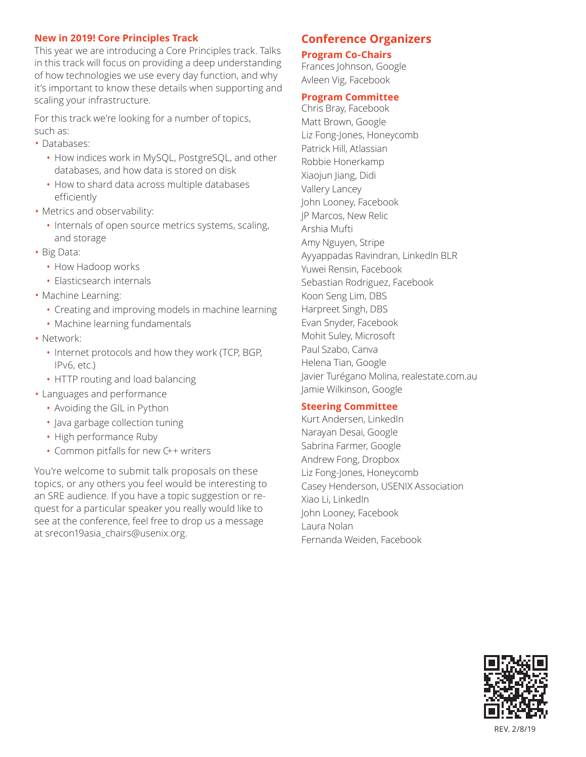### New in 2019! Core Principles Track

This year we are introducing a Core Principles track. Talks in this track will focus on providing a deep understanding of how technologies we use every day function, and why it's important to know these details when supporting and scaling your infrastructure.

For this track we're looking for a number of topics, such as:

- Databases:
  - How indices work in MySQL, PostgreSQL, and other databases, and how data is stored on disk
  - How to shard data across multiple databases efficiently
- Metrics and observability:
  - Internals of open source metrics systems, scaling, and storage
- Big Data:
  - How Hadoop works
  - Elasticsearch internals
- Machine Learning:
  - Creating and improving models in machine learning
  - Machine learning fundamentals
- Network:
  - Internet protocols and how they work (TCP, BGP, IPv6, etc.)
  - HTTP routing and load balancing
- Languages and performance
  - Avoiding the GIL in Python
  - Java garbage collection tuning
  - High performance Ruby
  - Common pitfalls for new C++ writers

You're welcome to submit talk proposals on these topics, or any others you feel would be interesting to an SRE audience. If you have a topic suggestion or request for a particular speaker you really would like to see at the conference, feel free to drop us a message at srecon19asia_chairs@usenix.org.

## Conference Organizers

### Program Co-Chairs

Frances Johnson, Google
Avleen Vig, Facebook

### Program Committee

Chris Bray, Facebook
Matt Brown, Google
Liz Fong-Jones, Honeycomb
Patrick Hill, Atlassian
Robbie Honerkamp
Xiaojun Jiang, Didi
Vallery Lancey
John Looney, Facebook
JP Marcos, New Relic
Arshia Mufti
Amy Nguyen, Stripe
Ayyappadas Ravindran, LinkedIn BLR
Yuwei Rensin, Facebook
Sebastian Rodriguez, Facebook
Koon Seng Lim, DBS
Harpreet Singh, DBS
Evan Snyder, Facebook
Mohit Suley, Microsoft
Paul Szabo, Canva
Helena Tian, Google
Javier Turégano Molina, realestate.com.au
Jamie Wilkinson, Google

### Steering Committee

Kurt Andersen, LinkedIn
Narayan Desai, Google
Sabrina Farmer, Google
Andrew Fong, Dropbox
Liz Fong-Jones, Honeycomb
Casey Henderson, USENIX Association
Xiao Li, LinkedIn
John Looney, Facebook
Laura Nolan
Fernanda Weiden, Facebook

REV. 2/8/19